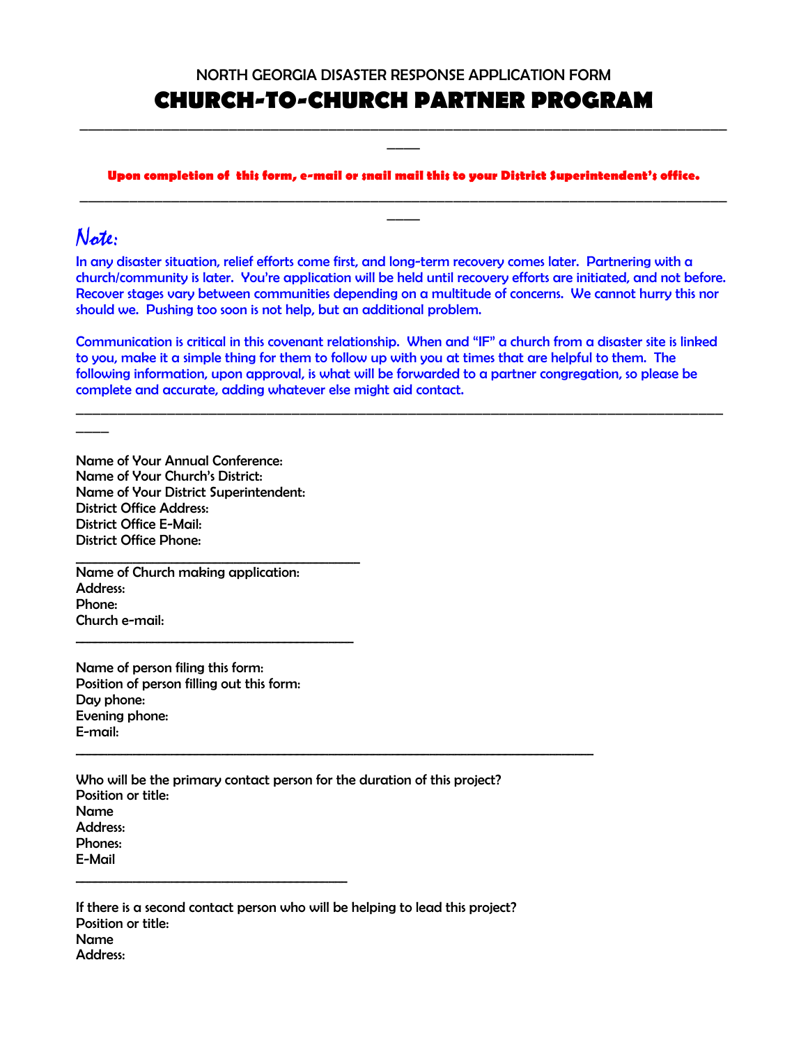NORTH GEORGIA DISASTER RESPONSE APPLICATION FORM

# CHURCH-TO-CHURCH PARTNER PROGRAM

---

**Upon completion of this form, e-mail or snail mail this to your District Superintendent's office.**

---

## *Note:*

In any disaster situation, relief efforts come first, and long-term recovery comes later. Partnering with a church/community is later. You're application will be held until recovery efforts are initiated, and not before. Recover stages vary between communities depending on a multitude of concerns. We cannot hurry this nor should we. Pushing too soon is not help, but an additional problem.

Communication is critical in this covenant relationship. When and "IF" a church from a disaster site is linked to you, make it a simple thing for them to follow up with you at times that are helpful to them. The following information, upon approval, is what will be forwarded to a partner congregation, so please be complete and accurate, adding whatever else might aid contact.

---

Name of Your Annual Conference:
Name of Your Church's District:
Name of Your District Superintendent:
District Office Address:
District Office E-Mail:
District Office Phone:

---

Name of Church making application:
Address:
Phone:
Church e-mail:

---

Name of person filing this form:
Position of person filling out this form:
Day phone:
Evening phone:
E-mail:

---

Who will be the primary contact person for the duration of this project?
Position or title:
Name
Address:
Phones:
E-Mail

---

If there is a second contact person who will be helping to lead this project?
Position or title:
Name
Address: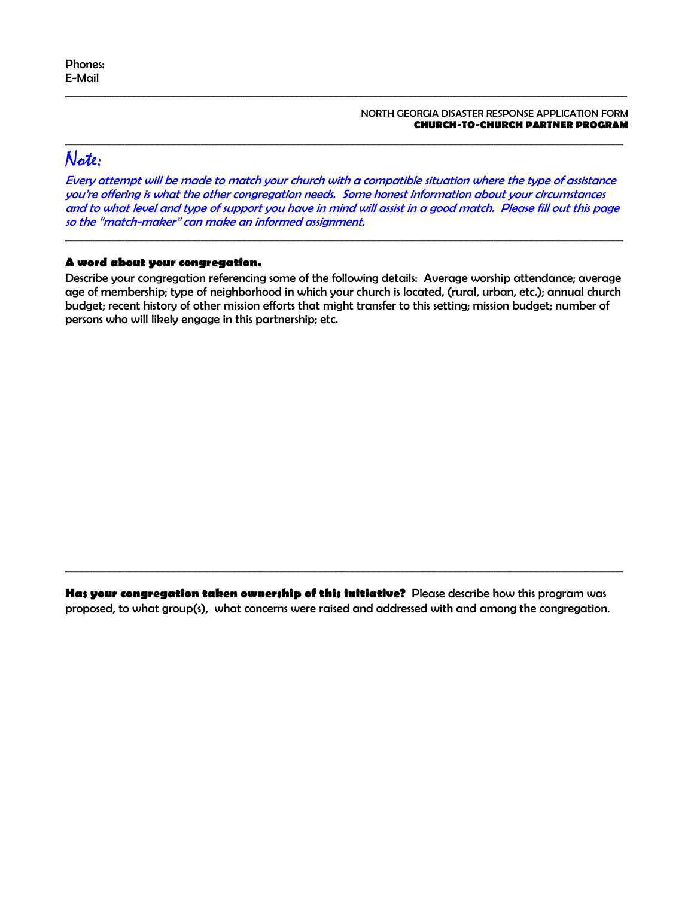Phones:
E-Mail

---

NORTH GEORGIA DISASTER RESPONSE APPLICATION FORM
**CHURCH-TO-CHURCH PARTNER PROGRAM**

---

## Note:

*Every attempt will be made to match your church with a compatible situation where the type of assistance you're offering is what the other congregation needs. Some honest information about your circumstances and to what level and type of support you have in mind will assist in a good match. Please fill out this page so the "match-maker" can make an informed assignment.*

---

**A word about your congregation.**

Describe your congregation referencing some of the following details: Average worship attendance; average age of membership; type of neighborhood in which your church is located, (rural, urban, etc.); annual church budget; recent history of other mission efforts that might transfer to this setting; mission budget; number of persons who will likely engage in this partnership; etc.

---

**Has your congregation taken ownership of this initiative?** Please describe how this program was proposed, to what group(s), what concerns were raised and addressed with and among the congregation.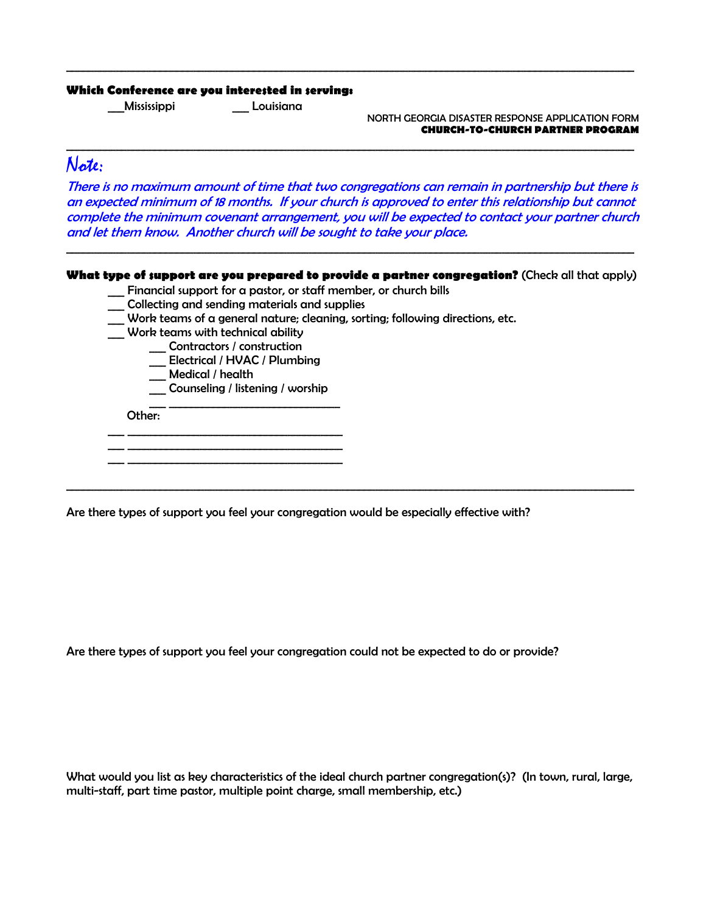---

**Which Conference are you interested in serving:**

___Mississippi ___ Louisiana

NORTH GEORGIA DISASTER RESPONSE APPLICATION FORM
**CHURCH-TO-CHURCH PARTNER PROGRAM**

---

## Note:

*There is no maximum amount of time that two congregations can remain in partnership but there is an expected minimum of 18 months. If your church is approved to enter this relationship but cannot complete the minimum covenant arrangement, you will be expected to contact your partner church and let them know. Another church will be sought to take your place.*

---

**What type of support are you prepared to provide a partner congregation?** (Check all that apply)

___ Financial support for a pastor, or staff member, or church bills
___ Collecting and sending materials and supplies
___ Work teams of a general nature; cleaning, sorting; following directions, etc.
___ Work teams with technical ability
    ___ Contractors / construction
    ___ Electrical / HVAC / Plumbing
    ___ Medical / health
    ___ Counseling / listening / worship
    ___ ___________________________

Other:

___ ___________________________________
___ ___________________________________
___ ___________________________________

---

Are there types of support you feel your congregation would be especially effective with?

Are there types of support you feel your congregation could not be expected to do or provide?

What would you list as key characteristics of the ideal church partner congregation(s)? (In town, rural, large, multi-staff, part time pastor, multiple point charge, small membership, etc.)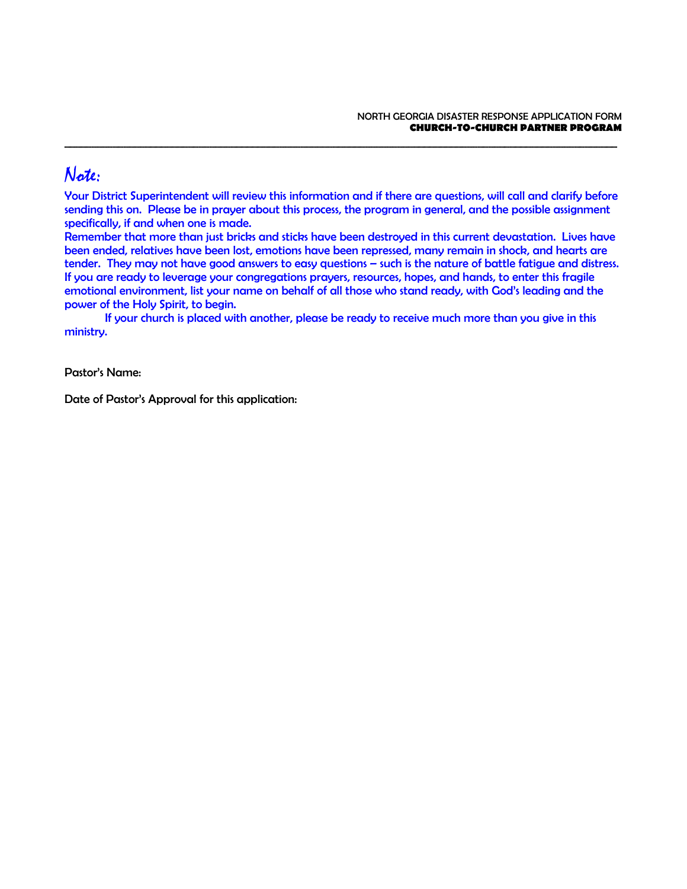NORTH GEORGIA DISASTER RESPONSE APPLICATION FORM
**CHURCH-TO-CHURCH PARTNER PROGRAM**

---

## *Note:*

Your District Superintendent will review this information and if there are questions, will call and clarify before sending this on. Please be in prayer about this process, the program in general, and the possible assignment specifically, if and when one is made.

Remember that more than just bricks and sticks have been destroyed in this current devastation. Lives have been ended, relatives have been lost, emotions have been repressed, many remain in shock, and hearts are tender. They may not have good answers to easy questions – such is the nature of battle fatigue and distress. If you are ready to leverage your congregations prayers, resources, hopes, and hands, to enter this fragile emotional environment, list your name on behalf of all those who stand ready, with God's leading and the power of the Holy Spirit, to begin.

If your church is placed with another, please be ready to receive much more than you give in this ministry.

Pastor's Name:

Date of Pastor's Approval for this application: